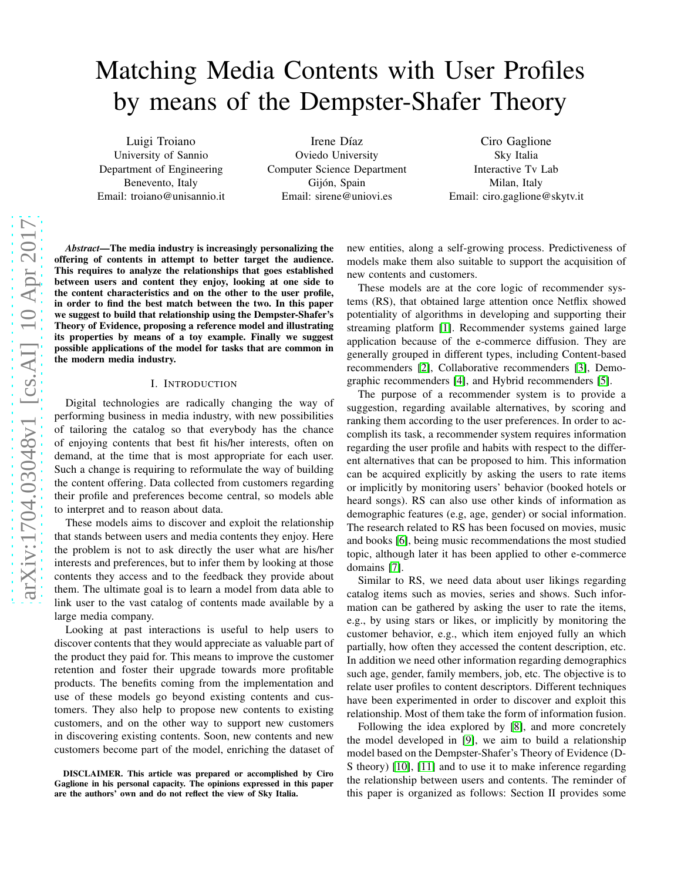# Matching Media Contents with User Profiles by means of the Dempster-Shafer Theory

Luigi Troiano
University of Sannio
Department of Engineering
Benevento, Italy
Email: troiano@unisannio.it

Irene Díaz
Oviedo University
Computer Science Department
Gijón, Spain
Email: sirene@uniovi.es

Ciro Gaglione
Sky Italia
Interactive Tv Lab
Milan, Italy
Email: ciro.gaglione@skytv.it

***Abstract*—The media industry is increasingly personalizing the offering of contents in attempt to better target the audience. This requires to analyze the relationships that goes established between users and content they enjoy, looking at one side to the content characteristics and on the other to the user profile, in order to find the best match between the two. In this paper we suggest to build that relationship using the Dempster-Shafer's Theory of Evidence, proposing a reference model and illustrating its properties by means of a toy example. Finally we suggest possible applications of the model for tasks that are common in the modern media industry.**

## I. Introduction

Digital technologies are radically changing the way of performing business in media industry, with new possibilities of tailoring the catalog so that everybody has the chance of enjoying contents that best fit his/her interests, often on demand, at the time that is most appropriate for each user. Such a change is requiring to reformulate the way of building the content offering. Data collected from customers regarding their profile and preferences become central, so models able to interpret and to reason about data.

These models aims to discover and exploit the relationship that stands between users and media contents they enjoy. Here the problem is not to ask directly the user what are his/her interests and preferences, but to infer them by looking at those contents they access and to the feedback they provide about them. The ultimate goal is to learn a model from data able to link user to the vast catalog of contents made available by a large media company.

Looking at past interactions is useful to help users to discover contents that they would appreciate as valuable part of the product they paid for. This means to improve the customer retention and foster their upgrade towards more profitable products. The benefits coming from the implementation and use of these models go beyond existing contents and customers. They also help to propose new contents to existing customers, and on the other way to support new customers in discovering existing contents. Soon, new contents and new customers become part of the model, enriching the dataset of new entities, along a self-growing process. Predictiveness of models make them also suitable to support the acquisition of new contents and customers.

These models are at the core logic of recommender systems (RS), that obtained large attention once Netflix showed potentiality of algorithms in developing and supporting their streaming platform [1]. Recommender systems gained large application because of the e-commerce diffusion. They are generally grouped in different types, including Content-based recommenders [2], Collaborative recommenders [3], Demographic recommenders [4], and Hybrid recommenders [5].

The purpose of a recommender system is to provide a suggestion, regarding available alternatives, by scoring and ranking them according to the user preferences. In order to accomplish its task, a recommender system requires information regarding the user profile and habits with respect to the different alternatives that can be proposed to him. This information can be acquired explicitly by asking the users to rate items or implicitly by monitoring users' behavior (booked hotels or heard songs). RS can also use other kinds of information as demographic features (e.g, age, gender) or social information. The research related to RS has been focused on movies, music and books [6], being music recommendations the most studied topic, although later it has been applied to other e-commerce domains [7].

Similar to RS, we need data about user likings regarding catalog items such as movies, series and shows. Such information can be gathered by asking the user to rate the items, e.g., by using stars or likes, or implicitly by monitoring the customer behavior, e.g., which item enjoyed fully an which partially, how often they accessed the content description, etc. In addition we need other information regarding demographics such age, gender, family members, job, etc. The objective is to relate user profiles to content descriptors. Different techniques have been experimented in order to discover and exploit this relationship. Most of them take the form of information fusion.

Following the idea explored by [8], and more concretely the model developed in [9], we aim to build a relationship model based on the Dempster-Shafer's Theory of Evidence (D-S theory) [10], [11] and to use it to make inference regarding the relationship between users and contents. The reminder of this paper is organized as follows: Section II provides some

**DISCLAIMER. This article was prepared or accomplished by Ciro Gaglione in his personal capacity. The opinions expressed in this paper are the authors' own and do not reflect the view of Sky Italia.**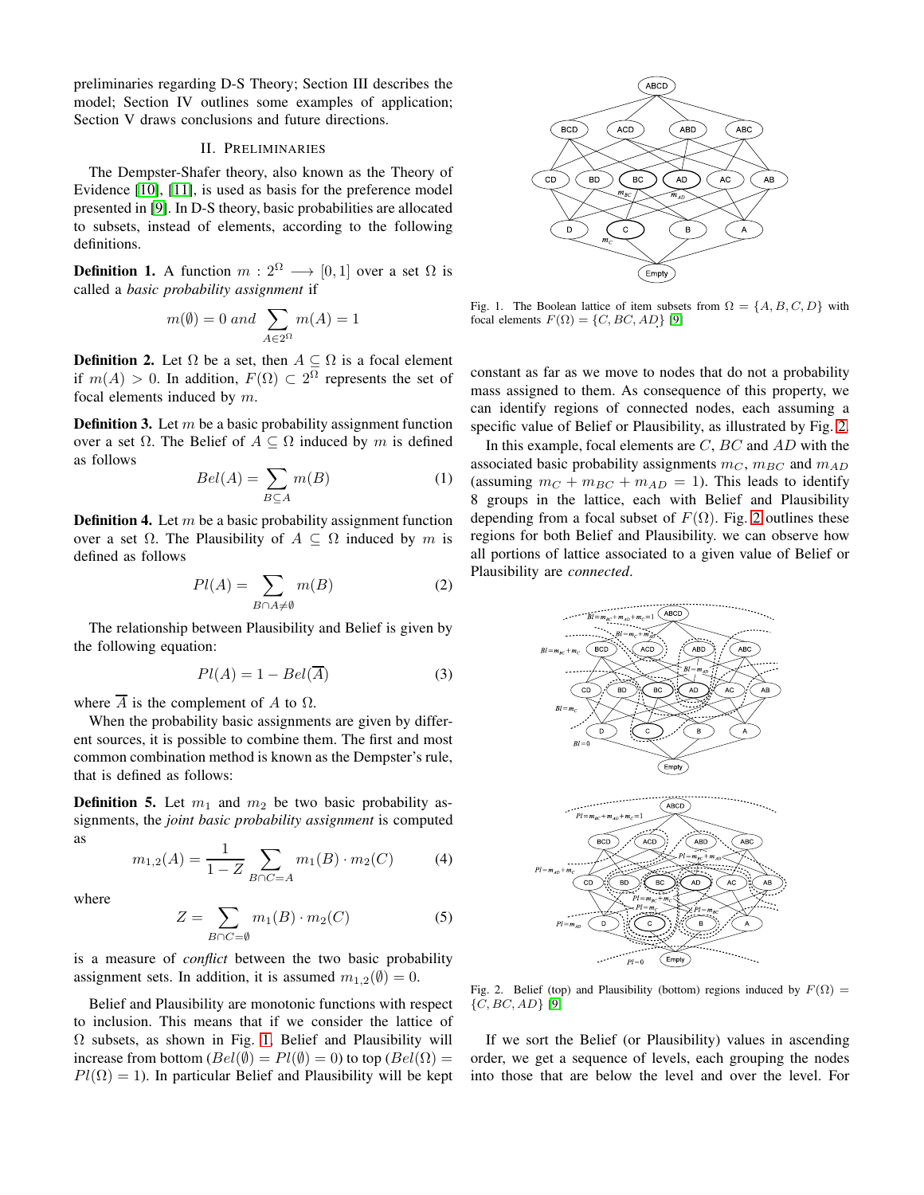preliminaries regarding D-S Theory; Section III describes the model; Section IV outlines some examples of application; Section V draws conclusions and future directions.

## II. Preliminaries

The Dempster-Shafer theory, also known as the Theory of Evidence [10], [11], is used as basis for the preference model presented in [9]. In D-S theory, basic probabilities are allocated to subsets, instead of elements, according to the following definitions.

**Definition 1.** A function $m : 2^{\Omega} \longrightarrow [0,1]$ over a set $\Omega$ is called a *basic probability assignment* if

$$m(\emptyset) = 0 \; and \; \sum_{A \in 2^{\Omega}} m(A) = 1$$

**Definition 2.** Let $\Omega$ be a set, then $A \subseteq \Omega$ is a focal element if $m(A) > 0$. In addition, $F(\Omega) \subset 2^{\Omega}$ represents the set of focal elements induced by $m$.

**Definition 3.** Let $m$ be a basic probability assignment function over a set $\Omega$. The Belief of $A \subseteq \Omega$ induced by $m$ is defined as follows

$$Bel(A) = \sum_{B \subseteq A} m(B) \tag{1}$$

**Definition 4.** Let $m$ be a basic probability assignment function over a set $\Omega$. The Plausibility of $A \subseteq \Omega$ induced by $m$ is defined as follows

$$Pl(A) = \sum_{B \cap A \neq \emptyset} m(B) \tag{2}$$

The relationship between Plausibility and Belief is given by the following equation:

$$Pl(A) = 1 - Bel(\overline{A}) \tag{3}$$

where $\overline{A}$ is the complement of $A$ to $\Omega$.

When the probability basic assignments are given by different sources, it is possible to combine them. The first and most common combination method is known as the Dempster's rule, that is defined as follows:

**Definition 5.** Let $m_1$ and $m_2$ be two basic probability assignments, the *joint basic probability assignment* is computed as

$$m_{1,2}(A) = \frac{1}{1-Z} \sum_{B \cap C = A} m_1(B) \cdot m_2(C) \tag{4}$$

where

$$Z = \sum_{B \cap C = \emptyset} m_1(B) \cdot m_2(C) \tag{5}$$

is a measure of *conflict* between the two basic probability assignment sets. In addition, it is assumed $m_{1,2}(\emptyset) = 0$.

Belief and Plausibility are monotonic functions with respect to inclusion. This means that if we consider the lattice of $\Omega$ subsets, as shown in Fig. 1, Belief and Plausibility will increase from bottom ($Bel(\emptyset) = Pl(\emptyset) = 0$) to top ($Bel(\Omega) = Pl(\Omega) = 1$). In particular Belief and Plausibility will be kept constant as far as we move to nodes that do not a probability mass assigned to them. As consequence of this property, we can identify regions of connected nodes, each assuming a specific value of Belief or Plausibility, as illustrated by Fig. 2.

Fig. 1. The Boolean lattice of item subsets from $\Omega = \{A, B, C, D\}$ with focal elements $F(\Omega) = \{C, BC, AD\}$ [9]

In this example, focal elements are $C$, $BC$ and $AD$ with the associated basic probability assignments $m_C$, $m_{BC}$ and $m_{AD}$ (assuming $m_C + m_{BC} + m_{AD} = 1$). This leads to identify 8 groups in the lattice, each with Belief and Plausibility depending from a focal subset of $F(\Omega)$. Fig. 2 outlines these regions for both Belief and Plausibility. we can observe how all portions of lattice associated to a given value of Belief or Plausibility are *connected*.

Fig. 2. Belief (top) and Plausibility (bottom) regions induced by $F(\Omega) = \{C, BC, AD\}$ [9]

If we sort the Belief (or Plausibility) values in ascending order, we get a sequence of levels, each grouping the nodes into those that are below the level and over the level. For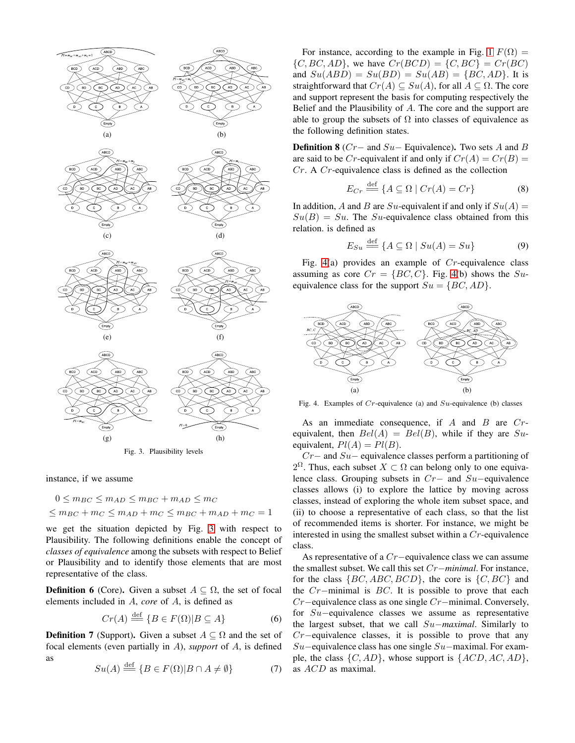Fig. 3. Plausibility levels

instance, if we assume

$$0 \leq m_{BC} \leq m_{AD} \leq m_{BC} + m_{AD} \leq m_C$$
$$\leq m_{BC} + m_C \leq m_{AD} + m_C \leq m_{BC} + m_{AD} + m_C = 1$$

we get the situation depicted by Fig. 3 with respect to Plausibility. The following definitions enable the concept of *classes of equivalence* among the subsets with respect to Belief or Plausibility and to identify those elements that are most representative of the class.

**Definition 6** (Core)**.** Given a subset $A \subseteq \Omega$, the set of focal elements included in $A$, *core* of $A$, is defined as

$$Cr(A) \stackrel{\text{def}}{=\!=} \{B \in F(\Omega) | B \subseteq A\} \tag{6}$$

**Definition 7** (Support)**.** Given a subset $A \subseteq \Omega$ and the set of focal elements (even partially in $A$), *support* of $A$, is defined as

$$Su(A) \stackrel{\text{def}}{=\!=} \{B \in F(\Omega) | B \cap A \neq \emptyset\} \tag{7}$$

For instance, according to the example in Fig. 1 $F(\Omega) = \{C, BC, AD\}$, we have $Cr(BCD) = \{C, BC\} = Cr(BC)$ and $Su(ABD) = Su(BD) = Su(AB) = \{BC, AD\}$. It is straightforward that $Cr(A) \subseteq Su(A)$, for all $A \subseteq \Omega$. The core and support represent the basis for computing respectively the Belief and the Plausibility of $A$. The core and the support are able to group the subsets of $\Omega$ into classes of equivalence as the following definition states.

**Definition 8** ($Cr-$ and $Su-$ Equivalence)**.** Two sets $A$ and $B$ are said to be $Cr$-equivalent if and only if $Cr(A) = Cr(B) = Cr$. A $Cr$-equivalence class is defined as the collection

$$E_{Cr} \stackrel{\text{def}}{=\!=} \{A \subseteq \Omega \mid Cr(A) = Cr\} \tag{8}$$

In addition, $A$ and $B$ are $Su$-equivalent if and only if $Su(A) = Su(B) = Su$. The $Su$-equivalence class obtained from this relation. is defined as

$$E_{Su} \stackrel{\text{def}}{=\!=} \{A \subseteq \Omega \mid Su(A) = Su\} \tag{9}$$

Fig. 4(a) provides an example of $Cr$-equivalence class assuming as core $Cr = \{BC, C\}$. Fig. 4(b) shows the $Su$-equivalence class for the support $Su = \{BC, AD\}$.

Fig. 4. Examples of $Cr$-equivalence (a) and $Su$-equivalence (b) classes

As an immediate consequence, if $A$ and $B$ are $Cr$-equivalent, then $Bel(A) = Bel(B)$, while if they are $Su$-equivalent, $Pl(A) = Pl(B)$.

$Cr-$ and $Su-$ equivalence classes perform a partitioning of $2^{\Omega}$. Thus, each subset $X \subset \Omega$ can belong only to one equivalence class. Grouping subsets in $Cr-$ and $Su-$equivalence classes allows (i) to explore the lattice by moving across classes, instead of exploring the whole item subset space, and (ii) to choose a representative of each class, so that the list of recommended items is shorter. For instance, we might be interested in using the smallest subset within a $Cr$-equivalence class.

As representative of a $Cr-$equivalence class we can assume the smallest subset. We call this set $Cr-$*minimal*. For instance, for the class $\{BC, ABC, BCD\}$, the core is $\{C, BC\}$ and the $Cr-$minimal is $BC$. It is possible to prove that each $Cr-$equivalence class as one single $Cr-$minimal. Conversely, for $Su-$equivalence classes we assume as representative the largest subset, that we call $Su-$*maximal*. Similarly to $Cr-$equivalence classes, it is possible to prove that any $Su-$equivalence class has one single $Su-$maximal. For example, the class $\{C, AD\}$, whose support is $\{ACD, AC, AD\}$, as $ACD$ as maximal.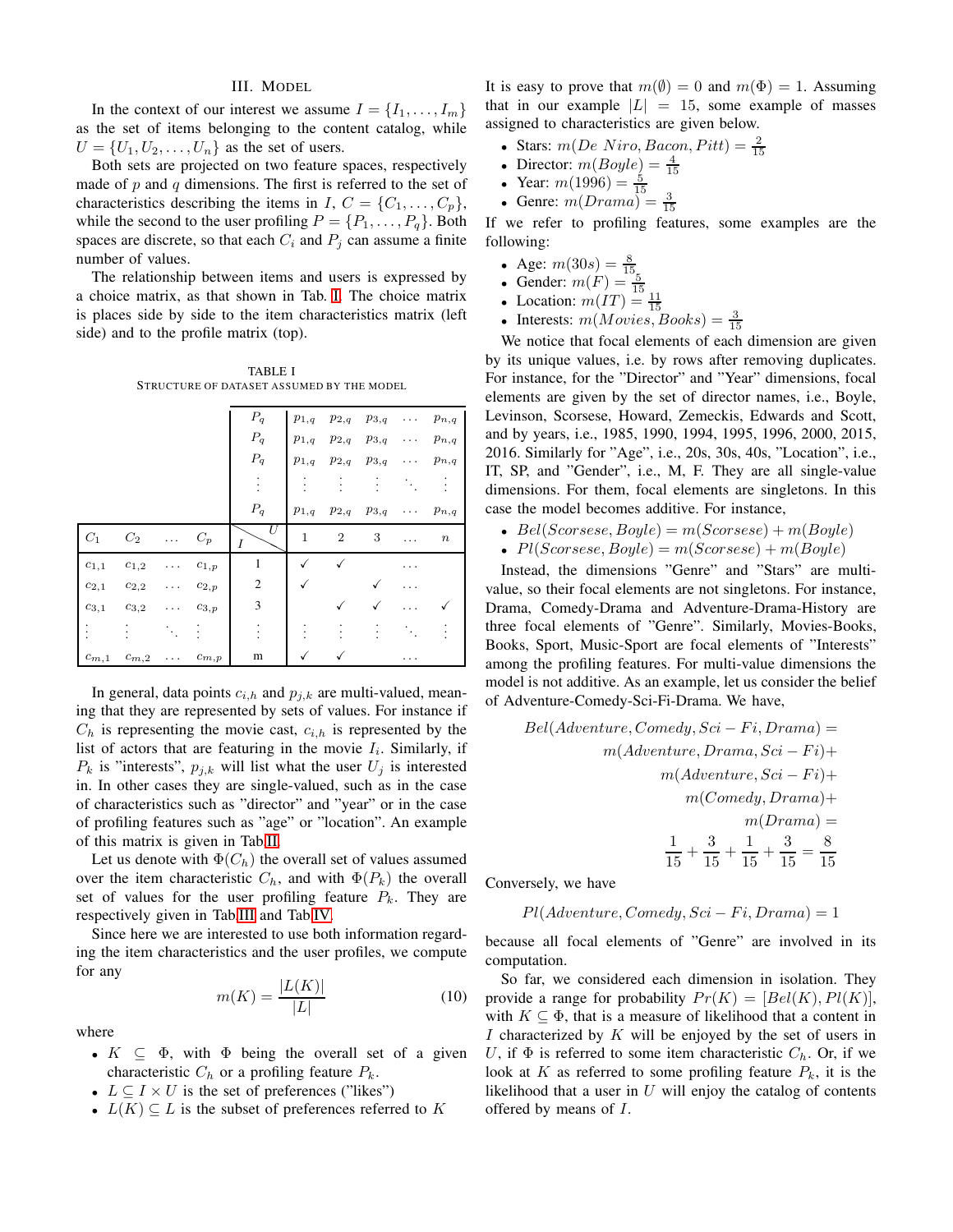## III. Model

In the context of our interest we assume $I = \{I_1, \ldots, I_m\}$ as the set of items belonging to the content catalog, while $U = \{U_1, U_2, \ldots, U_n\}$ as the set of users.

Both sets are projected on two feature spaces, respectively made of $p$ and $q$ dimensions. The first is referred to the set of characteristics describing the items in $I$, $C = \{C_1, \ldots, C_p\}$, while the second to the user profiling $P = \{P_1, \ldots, P_q\}$. Both spaces are discrete, so that each $C_i$ and $P_j$ can assume a finite number of values.

The relationship between items and users is expressed by a choice matrix, as that shown in Tab. I. The choice matrix is places side by side to the item characteristics matrix (left side) and to the profile matrix (top).

TABLE I
STRUCTURE OF DATASET ASSUMED BY THE MODEL

| | | | | | | | | | |
|---|---|---|---|---|---|---|---|---|---|
| | | | | $P_q$ | $p_{1,q}$ | $p_{2,q}$ | $p_{3,q}$ | $\ldots$ | $p_{n,q}$ |
| | | | | $P_q$ | $p_{1,q}$ | $p_{2,q}$ | $p_{3,q}$ | $\ldots$ | $p_{n,q}$ |
| | | | | $P_q$ | $p_{1,q}$ | $p_{2,q}$ | $p_{3,q}$ | $\ldots$ | $p_{n,q}$ |
| | | | | $\vdots$ | $\vdots$ | $\vdots$ | $\vdots$ | $\ddots$ | $\vdots$ |
| | | | | $P_q$ | $p_{1,q}$ | $p_{2,q}$ | $p_{3,q}$ | $\ldots$ | $p_{n,q}$ |
| $C_1$ | $C_2$ | $\ldots$ | $C_p$ | $I$ \ $U$ | 1 | 2 | 3 | $\ldots$ | $n$ |
| $c_{1,1}$ | $c_{1,2}$ | $\ldots$ | $c_{1,p}$ | 1 | ✓ | ✓ | | $\ldots$ | |
| $c_{2,1}$ | $c_{2,2}$ | $\ldots$ | $c_{2,p}$ | 2 | ✓ | | ✓ | $\ldots$ | |
| $c_{3,1}$ | $c_{3,2}$ | $\ldots$ | $c_{3,p}$ | 3 | | ✓ | ✓ | $\ldots$ | ✓ |
| $\vdots$ | $\vdots$ | $\ddots$ | $\vdots$ | $\vdots$ | $\vdots$ | $\vdots$ | $\vdots$ | $\ddots$ | $\vdots$ |
| $c_{m,1}$ | $c_{m,2}$ | $\ldots$ | $c_{m,p}$ | m | ✓ | ✓ | | $\ldots$ | |

In general, data points $c_{i,h}$ and $p_{j,k}$ are multi-valued, meaning that they are represented by sets of values. For instance if $C_h$ is representing the movie cast, $c_{i,h}$ is represented by the list of actors that are featuring in the movie $I_i$. Similarly, if $P_k$ is "interests", $p_{j,k}$ will list what the user $U_j$ is interested in. In other cases they are single-valued, such as in the case of characteristics such as "director" and "year" or in the case of profiling features such as "age" or "location". An example of this matrix is given in Tab II.

Let us denote with $\Phi(C_h)$ the overall set of values assumed over the item characteristic $C_h$, and with $\Phi(P_k)$ the overall set of values for the user profiling feature $P_k$. They are respectively given in Tab III and Tab IV.

Since here we are interested to use both information regarding the item characteristics and the user profiles, we compute for any

$$m(K) = \frac{|L(K)|}{|L|} \tag{10}$$

where

- $K \subseteq \Phi$, with $\Phi$ being the overall set of a given characteristic $C_h$ or a profiling feature $P_k$.
- $L \subseteq I \times U$ is the set of preferences ("likes")
- $L(K) \subseteq L$ is the subset of preferences referred to $K$

It is easy to prove that $m(\emptyset) = 0$ and $m(\Phi) = 1$. Assuming that in our example $|L| = 15$, some example of masses assigned to characteristics are given below.

- Stars: $m(De\ Niro, Bacon, Pitt) = \frac{2}{15}$
- Director: $m(Boyle) = \frac{4}{15}$
- Year: $m(1996) = \frac{5}{15}$
- Genre: $m(Drama) = \frac{3}{15}$

If we refer to profiling features, some examples are the following:

- Age: $m(30s) = \frac{8}{15}$
- Gender: $m(F) = \frac{5}{15}$
- Location: $m(IT) = \frac{11}{15}$
- Interests: $m(Movies, Books) = \frac{3}{15}$

We notice that focal elements of each dimension are given by its unique values, i.e. by rows after removing duplicates. For instance, for the "Director" and "Year" dimensions, focal elements are given by the set of director names, i.e., Boyle, Levinson, Scorsese, Howard, Zemeckis, Edwards and Scott, and by years, i.e., 1985, 1990, 1994, 1995, 1996, 2000, 2015, 2016. Similarly for "Age", i.e., 20s, 30s, 40s, "Location", i.e., IT, SP, and "Gender", i.e., M, F. They are all single-value dimensions. For them, focal elements are singletons. In this case the model becomes additive. For instance,

- $Bel(Scorsese, Boyle) = m(Scorsese) + m(Boyle)$
- $Pl(Scorsese, Boyle) = m(Scorsese) + m(Boyle)$

Instead, the dimensions "Genre" and "Stars" are multi-value, so their focal elements are not singletons. For instance, Drama, Comedy-Drama and Adventure-Drama-History are three focal elements of "Genre". Similarly, Movies-Books, Books, Sport, Music-Sport are focal elements of "Interests" among the profiling features. For multi-value dimensions the model is not additive. As an example, let us consider the belief of Adventure-Comedy-Sci-Fi-Drama. We have,

$$\begin{aligned}
Bel(Adventure, Comedy, Sci-Fi, Drama) &= \\
m(Adventure, Drama, Sci-Fi) &+ \\
m(Adventure, Sci-Fi) &+ \\
m(Comedy, Drama) &+ \\
m(Drama) &= \\
\frac{1}{15} + \frac{3}{15} + \frac{1}{15} + \frac{3}{15} &= \frac{8}{15}
\end{aligned}$$

Conversely, we have

$$Pl(Adventure, Comedy, Sci-Fi, Drama) = 1$$

because all focal elements of "Genre" are involved in its computation.

So far, we considered each dimension in isolation. They provide a range for probability $Pr(K) = [Bel(K), Pl(K)]$, with $K \subseteq \Phi$, that is a measure of likelihood that a content in $I$ characterized by $K$ will be enjoyed by the set of users in $U$, if $\Phi$ is referred to some item characteristic $C_h$. Or, if we look at $K$ as referred to some profiling feature $P_k$, it is the likelihood that a user in $U$ will enjoy the catalog of contents offered by means of $I$.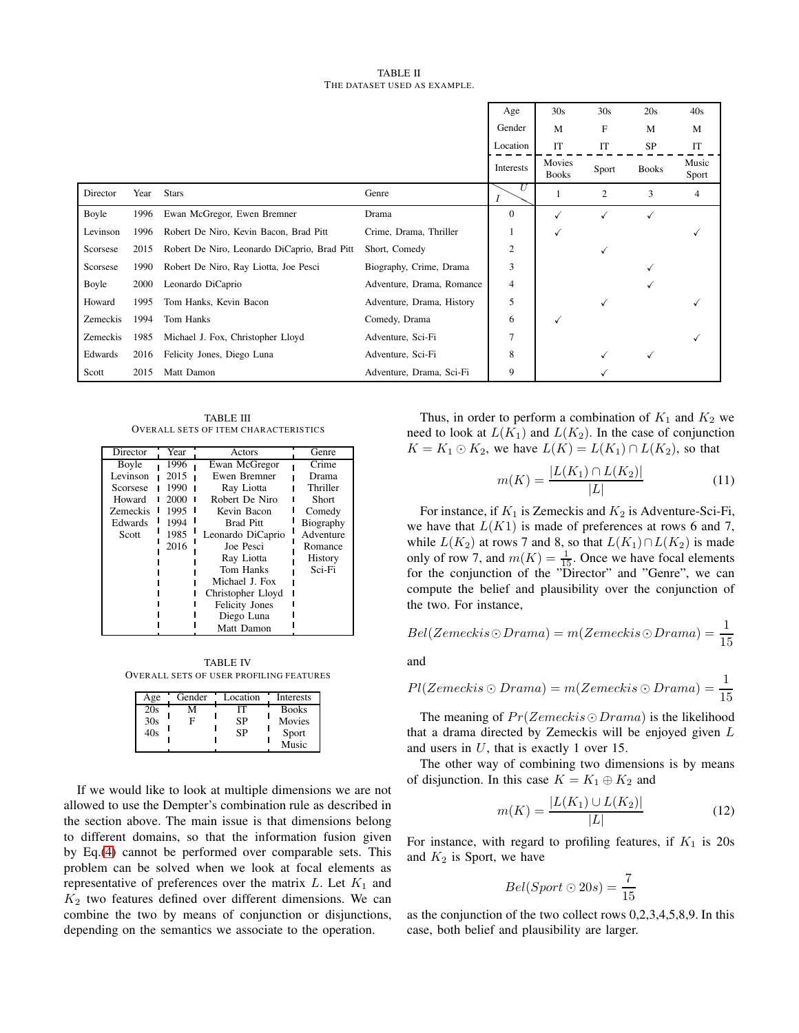TABLE II
THE DATASET USED AS EXAMPLE.

| | | | | Age | 30s | 30s | 20s | 40s |
|---|---|---|---|---|---|---|---|---|
| | | | | Gender | M | F | M | M |
| | | | | Location | IT | IT | SP | IT |
| | | | | Interests | Movies Books | Sport | Books | Music Sport |
| Director | Year | Stars | Genre | $I$ \ $U$ | 1 | 2 | 3 | 4 |
| Boyle | 1996 | Ewan McGregor, Ewen Bremner | Drama | 0 | ✓ | ✓ | ✓ | |
| Levinson | 1996 | Robert De Niro, Kevin Bacon, Brad Pitt | Crime, Drama, Thriller | 1 | ✓ | | | ✓ |
| Scorsese | 2015 | Robert De Niro, Leonardo DiCaprio, Brad Pitt | Short, Comedy | 2 | | ✓ | | |
| Scorsese | 1990 | Robert De Niro, Ray Liotta, Joe Pesci | Biography, Crime, Drama | 3 | | | ✓ | |
| Boyle | 2000 | Leonardo DiCaprio | Adventure, Drama, Romance | 4 | | | ✓ | |
| Howard | 1995 | Tom Hanks, Kevin Bacon | Adventure, Drama, History | 5 | | ✓ | | ✓ |
| Zemeckis | 1994 | Tom Hanks | Comedy, Drama | 6 | ✓ | | | |
| Zemeckis | 1985 | Michael J. Fox, Christopher Lloyd | Adventure, Sci-Fi | 7 | | | | ✓ |
| Edwards | 2016 | Felicity Jones, Diego Luna | Adventure, Sci-Fi | 8 | | ✓ | ✓ | |
| Scott | 2015 | Matt Damon | Adventure, Drama, Sci-Fi | 9 | | ✓ | | |

TABLE III
OVERALL SETS OF ITEM CHARACTERISTICS

| Director | Year | Actors | Genre |
|---|---|---|---|
| Boyle | 1996 | Ewan McGregor | Crime |
| Levinson | 2015 | Ewen Bremner | Drama |
| Scorsese | 1990 | Ray Liotta | Thriller |
| Howard | 2000 | Robert De Niro | Short |
| Zemeckis | 1995 | Kevin Bacon | Comedy |
| Edwards | 1994 | Brad Pitt | Biography |
| Scott | 1985 | Leonardo DiCaprio | Adventure |
| | 2016 | Joe Pesci | Romance |
| | | Ray Liotta | History |
| | | Tom Hanks | Sci-Fi |
| | | Michael J. Fox | |
| | | Christopher Lloyd | |
| | | Felicity Jones | |
| | | Diego Luna | |
| | | Matt Damon | |

TABLE IV
OVERALL SETS OF USER PROFILING FEATURES

| Age | Gender | Location | Interests |
|---|---|---|---|
| 20s | M | IT | Books |
| 30s | F | SP | Movies |
| 40s | | SP | Sport |
| | | | Music |

If we would like to look at multiple dimensions we are not allowed to use the Dempter's combination rule as described in the section above. The main issue is that dimensions belong to different domains, so that the information fusion given by Eq.(4) cannot be performed over comparable sets. This problem can be solved when we look at focal elements as representative of preferences over the matrix $L$. Let $K_1$ and $K_2$ two features defined over different dimensions. We can combine the two by means of conjunction or disjunctions, depending on the semantics we associate to the operation.

Thus, in order to perform a combination of $K_1$ and $K_2$ we need to look at $L(K_1)$ and $L(K_2)$. In the case of conjunction $K = K_1 \odot K_2$, we have $L(K) = L(K_1) \cap L(K_2)$, so that

$$m(K) = \frac{|L(K_1) \cap L(K_2)|}{|L|} \tag{11}$$

For instance, if $K_1$ is Zemeckis and $K_2$ is Adventure-Sci-Fi, we have that $L(K1)$ is made of preferences at rows 6 and 7, while $L(K_2)$ at rows 7 and 8, so that $L(K_1) \cap L(K_2)$ is made only of row 7, and $m(K) = \frac{1}{15}$. Once we have focal elements for the conjunction of the "Director" and "Genre", we can compute the belief and plausibility over the conjunction of the two. For instance,

$$Bel(Zemeckis \odot Drama) = m(Zemeckis \odot Drama) = \frac{1}{15}$$

and

$$Pl(Zemeckis \odot Drama) = m(Zemeckis \odot Drama) = \frac{1}{15}$$

The meaning of $Pr(Zemeckis \odot Drama)$ is the likelihood that a drama directed by Zemeckis will be enjoyed given $L$ and users in $U$, that is exactly 1 over 15.

The other way of combining two dimensions is by means of disjunction. In this case $K = K_1 \oplus K_2$ and

$$m(K) = \frac{|L(K_1) \cup L(K_2)|}{|L|} \tag{12}$$

For instance, with regard to profiling features, if $K_1$ is 20s and $K_2$ is Sport, we have

$$Bel(Sport \odot 20s) = \frac{7}{15}$$

as the conjunction of the two collect rows 0,2,3,4,5,8,9. In this case, both belief and plausibility are larger.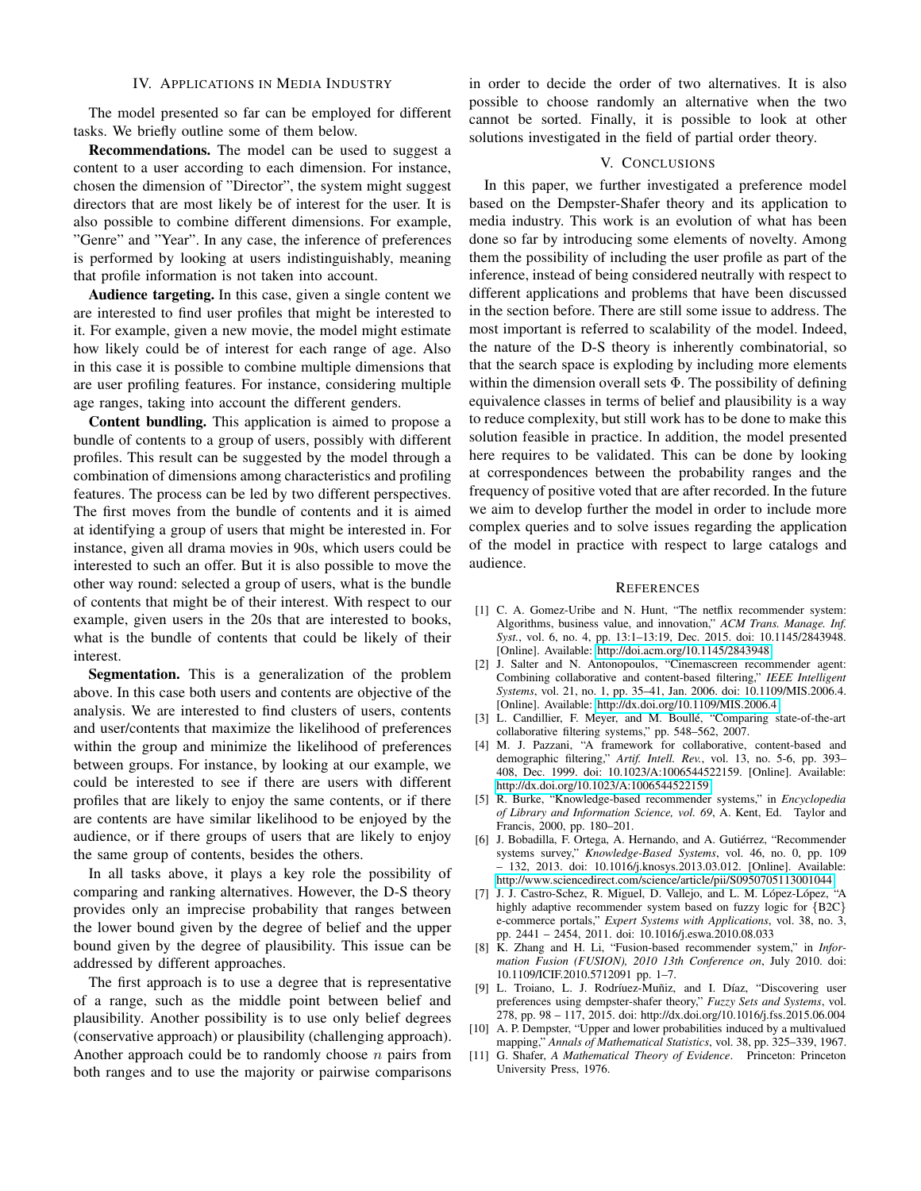## IV. Applications in Media Industry

The model presented so far can be employed for different tasks. We briefly outline some of them below.

**Recommendations.** The model can be used to suggest a content to a user according to each dimension. For instance, chosen the dimension of "Director", the system might suggest directors that are most likely be of interest for the user. It is also possible to combine different dimensions. For example, "Genre" and "Year". In any case, the inference of preferences is performed by looking at users indistinguishably, meaning that profile information is not taken into account.

**Audience targeting.** In this case, given a single content we are interested to find user profiles that might be interested to it. For example, given a new movie, the model might estimate how likely could be of interest for each range of age. Also in this case it is possible to combine multiple dimensions that are user profiling features. For instance, considering multiple age ranges, taking into account the different genders.

**Content bundling.** This application is aimed to propose a bundle of contents to a group of users, possibly with different profiles. This result can be suggested by the model through a combination of dimensions among characteristics and profiling features. The process can be led by two different perspectives. The first moves from the bundle of contents and it is aimed at identifying a group of users that might be interested in. For instance, given all drama movies in 90s, which users could be interested to such an offer. But it is also possible to move the other way round: selected a group of users, what is the bundle of contents that might be of their interest. With respect to our example, given users in the 20s that are interested to books, what is the bundle of contents that could be likely of their interest.

**Segmentation.** This is a generalization of the problem above. In this case both users and contents are objective of the analysis. We are interested to find clusters of users, contents and user/contents that maximize the likelihood of preferences within the group and minimize the likelihood of preferences between groups. For instance, by looking at our example, we could be interested to see if there are users with different profiles that are likely to enjoy the same contents, or if there are contents are have similar likelihood to be enjoyed by the audience, or if there groups of users that are likely to enjoy the same group of contents, besides the others.

In all tasks above, it plays a key role the possibility of comparing and ranking alternatives. However, the D-S theory provides only an imprecise probability that ranges between the lower bound given by the degree of belief and the upper bound given by the degree of plausibility. This issue can be addressed by different approaches.

The first approach is to use a degree that is representative of a range, such as the middle point between belief and plausibility. Another possibility is to use only belief degrees (conservative approach) or plausibility (challenging approach). Another approach could be to randomly choose $n$ pairs from both ranges and to use the majority or pairwise comparisons in order to decide the order of two alternatives. It is also possible to choose randomly an alternative when the two cannot be sorted. Finally, it is possible to look at other solutions investigated in the field of partial order theory.

## V. Conclusions

In this paper, we further investigated a preference model based on the Dempster-Shafer theory and its application to media industry. This work is an evolution of what has been done so far by introducing some elements of novelty. Among them the possibility of including the user profile as part of the inference, instead of being considered neutrally with respect to different applications and problems that have been discussed in the section before. There are still some issue to address. The most important is referred to scalability of the model. Indeed, the nature of the D-S theory is inherently combinatorial, so that the search space is exploding by including more elements within the dimension overall sets $\Phi$. The possibility of defining equivalence classes in terms of belief and plausibility is a way to reduce complexity, but still work has to be done to make this solution feasible in practice. In addition, the model presented here requires to be validated. This can be done by looking at correspondences between the probability ranges and the frequency of positive voted that are after recorded. In the future we aim to develop further the model in order to include more complex queries and to solve issues regarding the application of the model in practice with respect to large catalogs and audience.

## References

[1] C. A. Gomez-Uribe and N. Hunt, "The netflix recommender system: Algorithms, business value, and innovation," *ACM Trans. Manage. Inf. Syst.*, vol. 6, no. 4, pp. 13:1–13:19, Dec. 2015. doi: 10.1145/2843948. [Online]. Available: http://doi.acm.org/10.1145/2843948

[2] J. Salter and N. Antonopoulos, "Cinemascreen recommender agent: Combining collaborative and content-based filtering," *IEEE Intelligent Systems*, vol. 21, no. 1, pp. 35–41, Jan. 2006. doi: 10.1109/MIS.2006.4. [Online]. Available: http://dx.doi.org/10.1109/MIS.2006.4

[3] L. Candillier, F. Meyer, and M. Boullé, "Comparing state-of-the-art collaborative filtering systems," pp. 548–562, 2007.

[4] M. J. Pazzani, "A framework for collaborative, content-based and demographic filtering," *Artif. Intell. Rev.*, vol. 13, no. 5-6, pp. 393–408, Dec. 1999. doi: 10.1023/A:1006544522159. [Online]. Available: http://dx.doi.org/10.1023/A:1006544522159

[5] R. Burke, "Knowledge-based recommender systems," in *Encyclopedia of Library and Information Science, vol. 69*, A. Kent, Ed. Taylor and Francis, 2000, pp. 180–201.

[6] J. Bobadilla, F. Ortega, A. Hernando, and A. Gutiérrez, "Recommender systems survey," *Knowledge-Based Systems*, vol. 46, no. 0, pp. 109 – 132, 2013. doi: 10.1016/j.knosys.2013.03.012. [Online]. Available: http://www.sciencedirect.com/science/article/pii/S0950705113001044

[7] J. J. Castro-Schez, R. Miguel, D. Vallejo, and L. M. López-López, "A highly adaptive recommender system based on fuzzy logic for {B2C} e-commerce portals," *Expert Systems with Applications*, vol. 38, no. 3, pp. 2441 – 2454, 2011. doi: 10.1016/j.eswa.2010.08.033

[8] K. Zhang and H. Li, "Fusion-based recommender system," in *Information Fusion (FUSION), 2010 13th Conference on*, July 2010. doi: 10.1109/ICIF.2010.5712091 pp. 1–7.

[9] L. Troiano, L. J. Rodríuez-Muñiz, and I. Díaz, "Discovering user preferences using dempster-shafer theory," *Fuzzy Sets and Systems*, vol. 278, pp. 98 – 117, 2015. doi: http://dx.doi.org/10.1016/j.fss.2015.06.004

[10] A. P. Dempster, "Upper and lower probabilities induced by a multivalued mapping," *Annals of Mathematical Statistics*, vol. 38, pp. 325–339, 1967.

[11] G. Shafer, *A Mathematical Theory of Evidence*. Princeton: Princeton University Press, 1976.